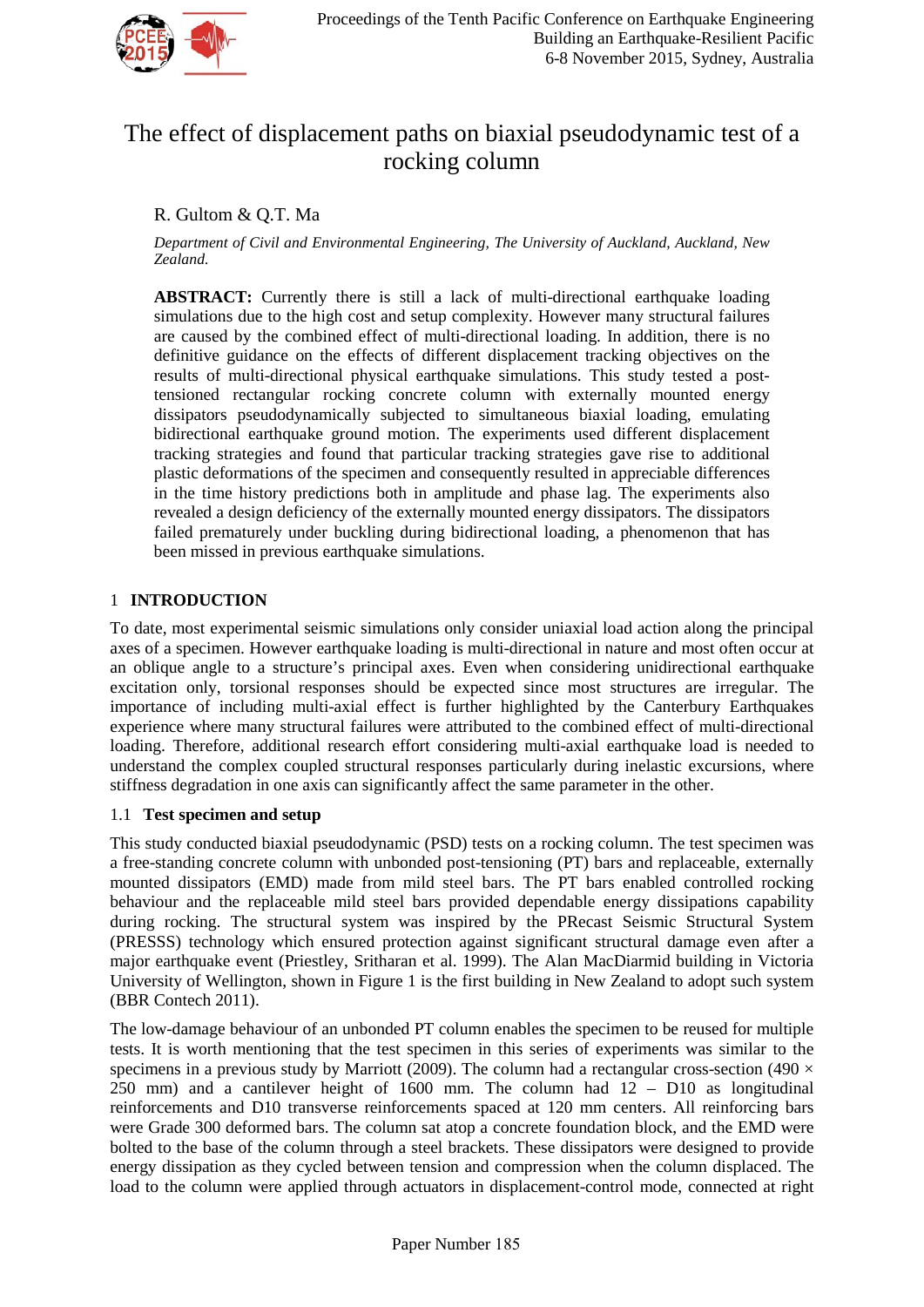# The effect of displacement paths on biaxial pseudodynamic test of a rocking column

R. Gultom & Q.T. Ma

*Department of Civil and Environmental Engineering, The University of Auckland, Auckland, New Zealand.*

**ABSTRACT:** Currently there is still a lack of multi-directional earthquake loading simulations due to the high cost and setup complexity. However many structural failures are caused by the combined effect of multi-directional loading. In addition, there is no definitive guidance on the effects of different displacement tracking objectives on the results of multi-directional physical earthquake simulations. This study tested a post-tensioned rectangular rocking concrete column with externally mounted energy dissipators pseudodynamically subjected to simultaneous biaxial loading, emulating bidirectional earthquake ground motion. The experiments used different displacement tracking strategies and found that particular tracking strategies gave rise to additional plastic deformations of the specimen and consequently resulted in appreciable differences in the time history predictions both in amplitude and phase lag. The experiments also revealed a design deficiency of the externally mounted energy dissipators. The dissipators failed prematurely under buckling during bidirectional loading, a phenomenon that has been missed in previous earthquake simulations.

## 1 INTRODUCTION

To date, most experimental seismic simulations only consider uniaxial load action along the principal axes of a specimen. However earthquake loading is multi-directional in nature and most often occur at an oblique angle to a structure's principal axes. Even when considering unidirectional earthquake excitation only, torsional responses should be expected since most structures are irregular. The importance of including multi-axial effect is further highlighted by the Canterbury Earthquakes experience where many structural failures were attributed to the combined effect of multi-directional loading. Therefore, additional research effort considering multi-axial earthquake load is needed to understand the complex coupled structural responses particularly during inelastic excursions, where stiffness degradation in one axis can significantly affect the same parameter in the other.

### 1.1 Test specimen and setup

This study conducted biaxial pseudodynamic (PSD) tests on a rocking column. The test specimen was a free-standing concrete column with unbonded post-tensioning (PT) bars and replaceable, externally mounted dissipators (EMD) made from mild steel bars. The PT bars enabled controlled rocking behaviour and the replaceable mild steel bars provided dependable energy dissipations capability during rocking. The structural system was inspired by the PRecast Seismic Structural System (PRESSS) technology which ensured protection against significant structural damage even after a major earthquake event (Priestley, Sritharan et al. 1999). The Alan MacDiarmid building in Victoria University of Wellington, shown in Figure 1 is the first building in New Zealand to adopt such system (BBR Contech 2011).

The low-damage behaviour of an unbonded PT column enables the specimen to be reused for multiple tests. It is worth mentioning that the test specimen in this series of experiments was similar to the specimens in a previous study by Marriott (2009). The column had a rectangular cross-section (490 × 250 mm) and a cantilever height of 1600 mm. The column had 12 – D10 as longitudinal reinforcements and D10 transverse reinforcements spaced at 120 mm centers. All reinforcing bars were Grade 300 deformed bars. The column sat atop a concrete foundation block, and the EMD were bolted to the base of the column through a steel brackets. These dissipators were designed to provide energy dissipation as they cycled between tension and compression when the column displaced. The load to the column were applied through actuators in displacement-control mode, connected at right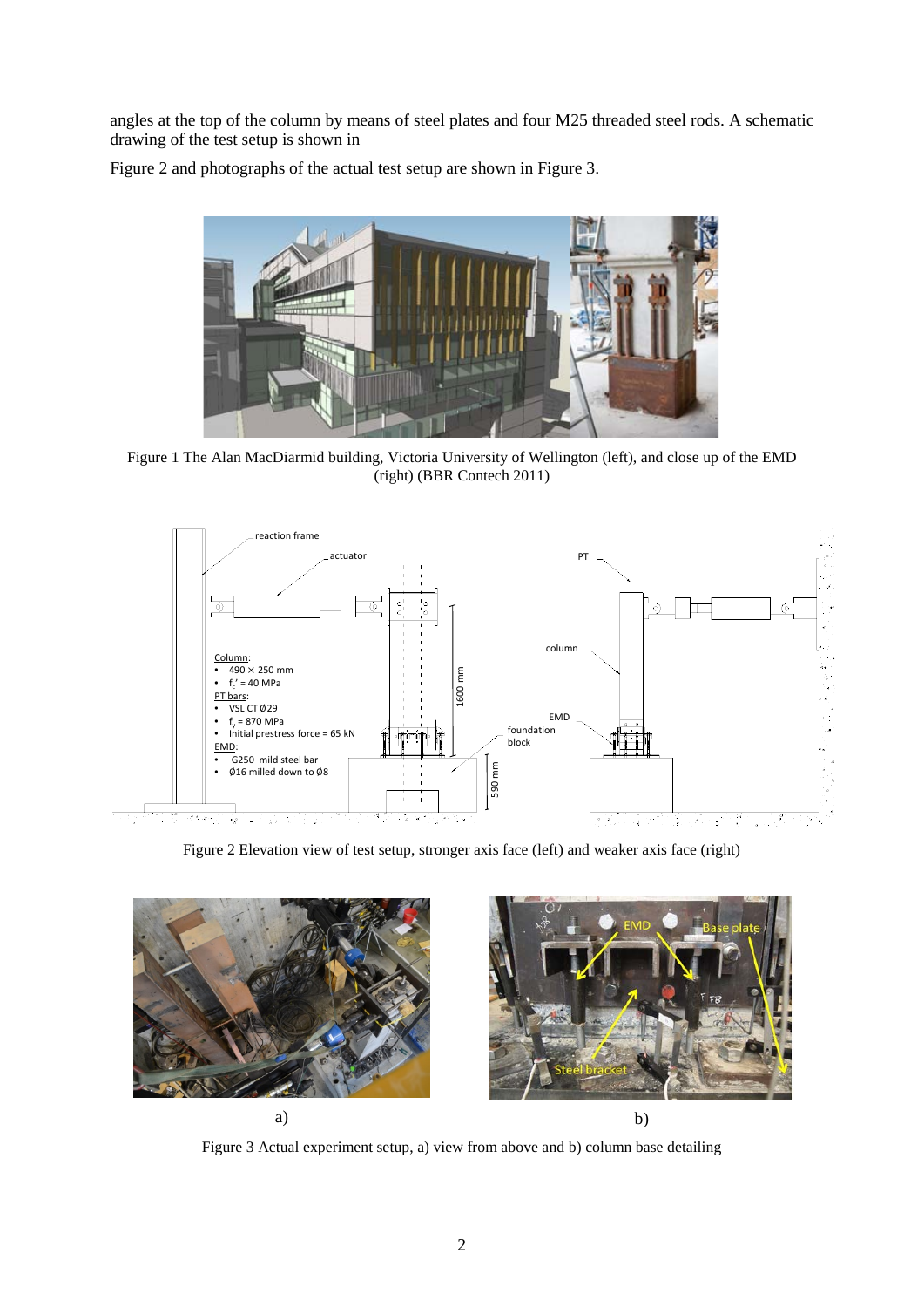angles at the top of the column by means of steel plates and four M25 threaded steel rods. A schematic drawing of the test setup is shown in

Figure 2 and photographs of the actual test setup are shown in Figure 3.

Figure 1 The Alan MacDiarmid building, Victoria University of Wellington (left), and close up of the EMD (right) (BBR Contech 2011)

Figure 2 Elevation view of test setup, stronger axis face (left) and weaker axis face (right)

a) b)

Figure 3 Actual experiment setup, a) view from above and b) column base detailing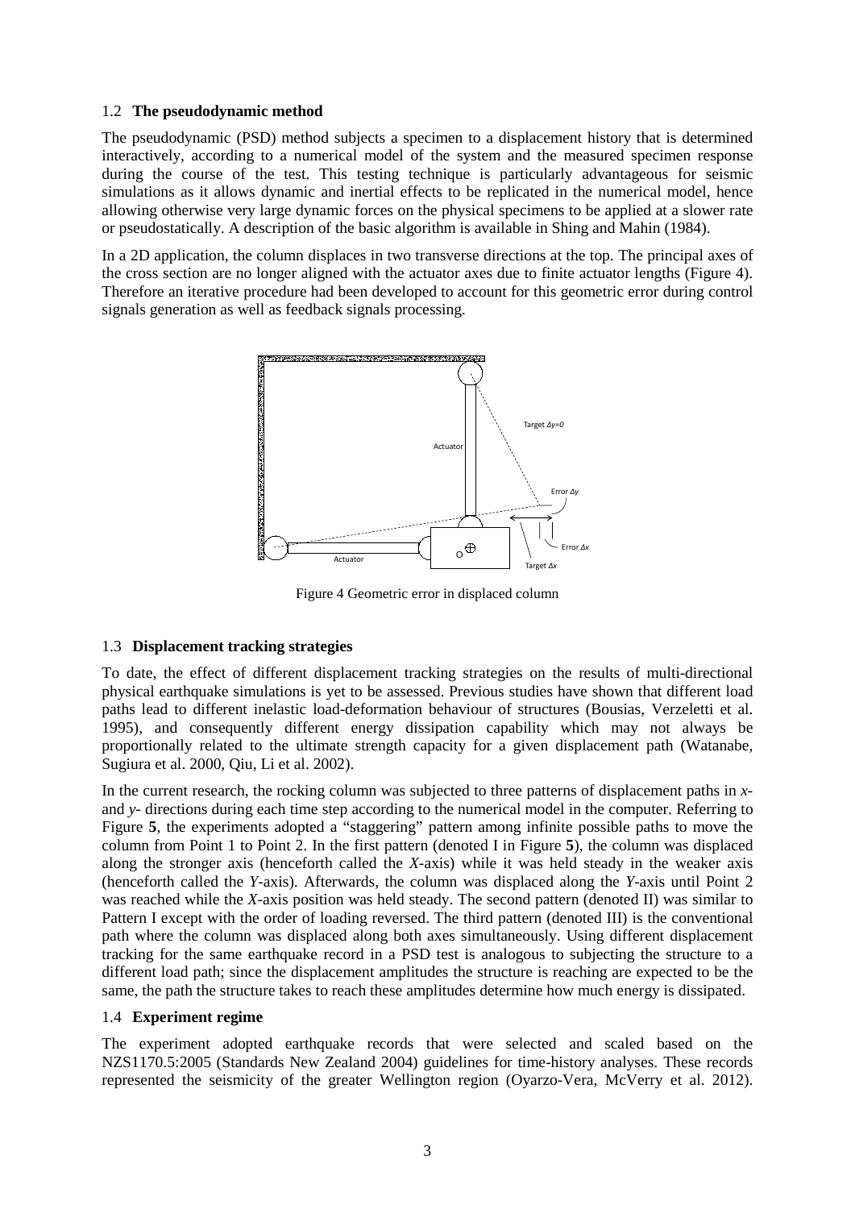### 1.2 **The pseudodynamic method**

The pseudodynamic (PSD) method subjects a specimen to a displacement history that is determined interactively, according to a numerical model of the system and the measured specimen response during the course of the test. This testing technique is particularly advantageous for seismic simulations as it allows dynamic and inertial effects to be replicated in the numerical model, hence allowing otherwise very large dynamic forces on the physical specimens to be applied at a slower rate or pseudostatically. A description of the basic algorithm is available in Shing and Mahin (1984).

In a 2D application, the column displaces in two transverse directions at the top. The principal axes of the cross section are no longer aligned with the actuator axes due to finite actuator lengths (Figure 4). Therefore an iterative procedure had been developed to account for this geometric error during control signals generation as well as feedback signals processing.

Figure 4 Geometric error in displaced column

### 1.3 **Displacement tracking strategies**

To date, the effect of different displacement tracking strategies on the results of multi-directional physical earthquake simulations is yet to be assessed. Previous studies have shown that different load paths lead to different inelastic load-deformation behaviour of structures (Bousias, Verzeletti et al. 1995), and consequently different energy dissipation capability which may not always be proportionally related to the ultimate strength capacity for a given displacement path (Watanabe, Sugiura et al. 2000, Qiu, Li et al. 2002).

In the current research, the rocking column was subjected to three patterns of displacement paths in *x*- and *y*- directions during each time step according to the numerical model in the computer. Referring to Figure **5**, the experiments adopted a "staggering" pattern among infinite possible paths to move the column from Point 1 to Point 2. In the first pattern (denoted I in Figure **5**), the column was displaced along the stronger axis (henceforth called the *X*-axis) while it was held steady in the weaker axis (henceforth called the *Y*-axis). Afterwards, the column was displaced along the *Y*-axis until Point 2 was reached while the *X*-axis position was held steady. The second pattern (denoted II) was similar to Pattern I except with the order of loading reversed. The third pattern (denoted III) is the conventional path where the column was displaced along both axes simultaneously. Using different displacement tracking for the same earthquake record in a PSD test is analogous to subjecting the structure to a different load path; since the displacement amplitudes the structure is reaching are expected to be the same, the path the structure takes to reach these amplitudes determine how much energy is dissipated.

### 1.4 **Experiment regime**

The experiment adopted earthquake records that were selected and scaled based on the NZS1170.5:2005 (Standards New Zealand 2004) guidelines for time-history analyses. These records represented the seismicity of the greater Wellington region (Oyarzo-Vera, McVerry et al. 2012).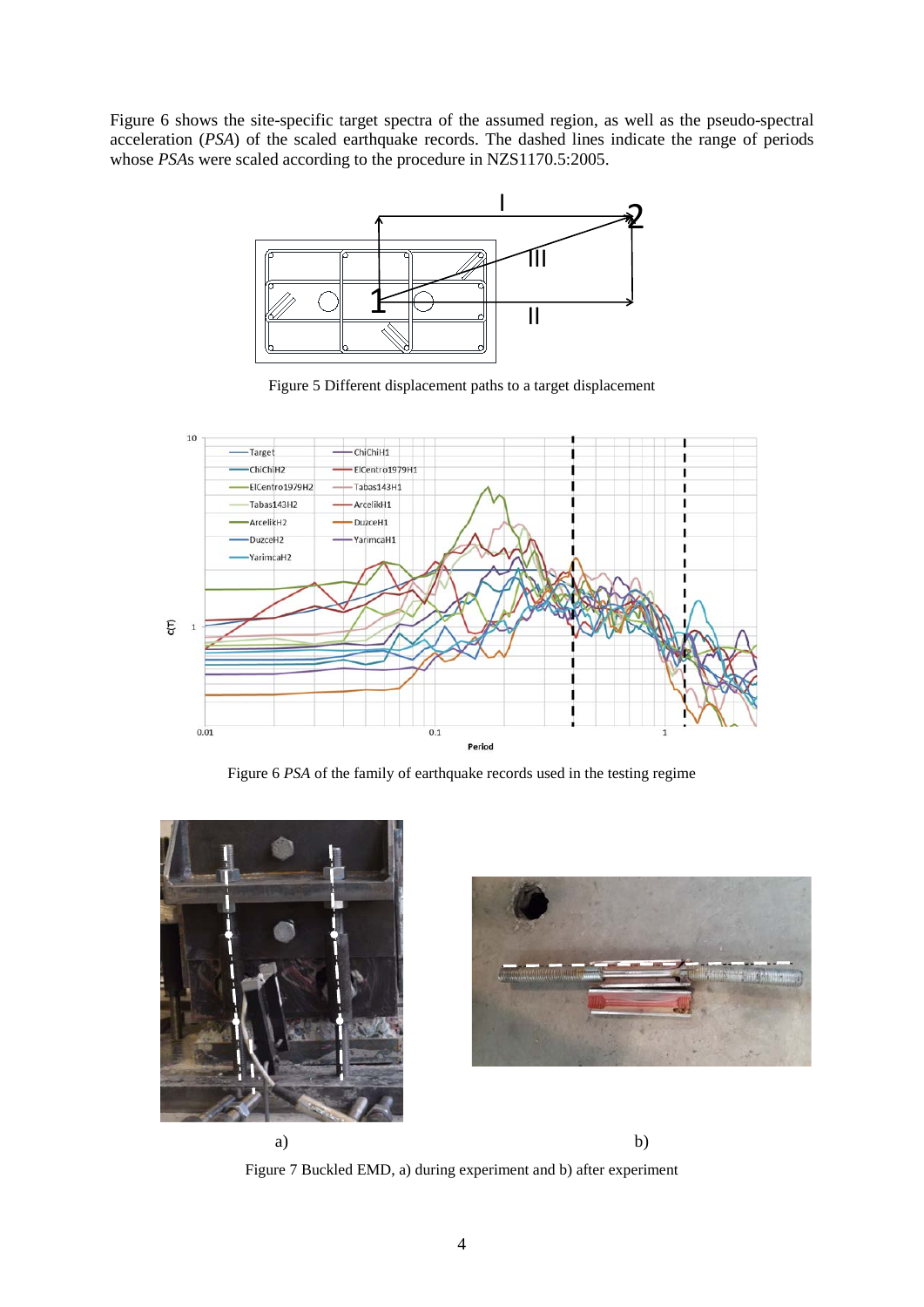Figure 6 shows the site-specific target spectra of the assumed region, as well as the pseudo-spectral acceleration (*PSA*) of the scaled earthquake records. The dashed lines indicate the range of periods whose *PSA*s were scaled according to the procedure in NZS1170.5:2005.

Figure 5 Different displacement paths to a target displacement

Figure 6 *PSA* of the family of earthquake records used in the testing regime

a) b)

Figure 7 Buckled EMD, a) during experiment and b) after experiment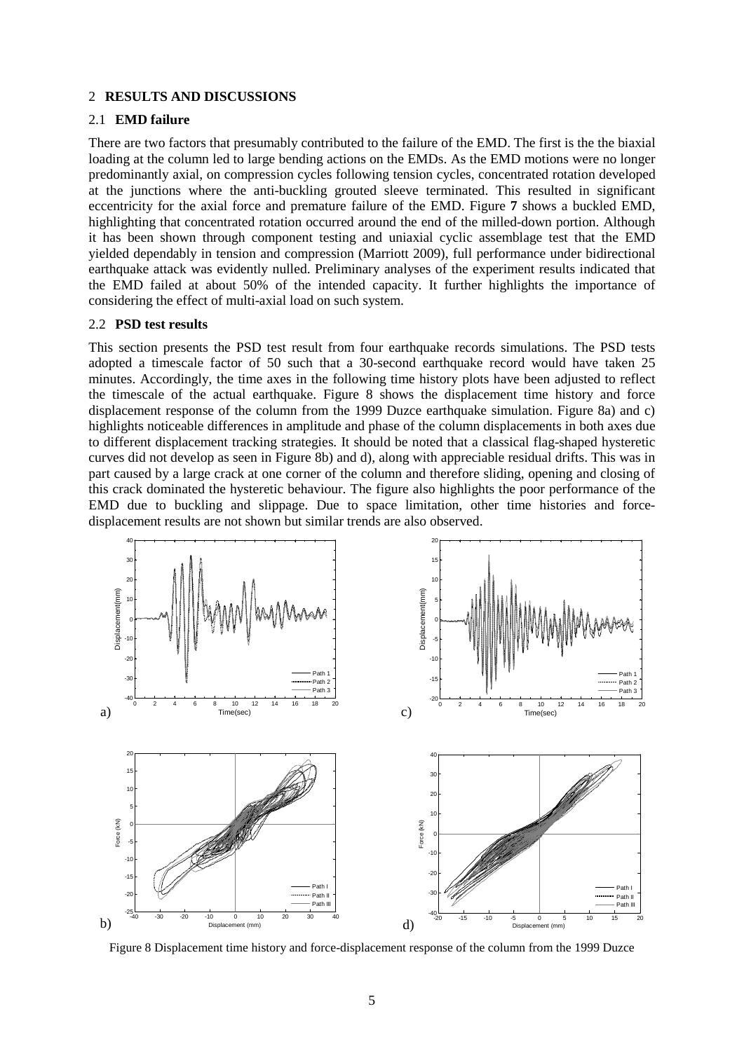## 2 RESULTS AND DISCUSSIONS

### 2.1 EMD failure

There are two factors that presumably contributed to the failure of the EMD. The first is the the biaxial loading at the column led to large bending actions on the EMDs. As the EMD motions were no longer predominantly axial, on compression cycles following tension cycles, concentrated rotation developed at the junctions where the anti-buckling grouted sleeve terminated. This resulted in significant eccentricity for the axial force and premature failure of the EMD. Figure **7** shows a buckled EMD, highlighting that concentrated rotation occurred around the end of the milled-down portion. Although it has been shown through component testing and uniaxial cyclic assemblage test that the EMD yielded dependably in tension and compression (Marriott 2009), full performance under bidirectional earthquake attack was evidently nulled. Preliminary analyses of the experiment results indicated that the EMD failed at about 50% of the intended capacity. It further highlights the importance of considering the effect of multi-axial load on such system.

### 2.2 PSD test results

This section presents the PSD test result from four earthquake records simulations. The PSD tests adopted a timescale factor of 50 such that a 30-second earthquake record would have taken 25 minutes. Accordingly, the time axes in the following time history plots have been adjusted to reflect the timescale of the actual earthquake. Figure 8 shows the displacement time history and force displacement response of the column from the 1999 Duzce earthquake simulation. Figure 8a) and c) highlights noticeable differences in amplitude and phase of the column displacements in both axes due to different displacement tracking strategies. It should be noted that a classical flag-shaped hysteretic curves did not develop as seen in Figure 8b) and d), along with appreciable residual drifts. This was in part caused by a large crack at one corner of the column and therefore sliding, opening and closing of this crack dominated the hysteretic behaviour. The figure also highlights the poor performance of the EMD due to buckling and slippage. Due to space limitation, other time histories and force-displacement results are not shown but similar trends are also observed.

Figure 8 Displacement time history and force-displacement response of the column from the 1999 Duzce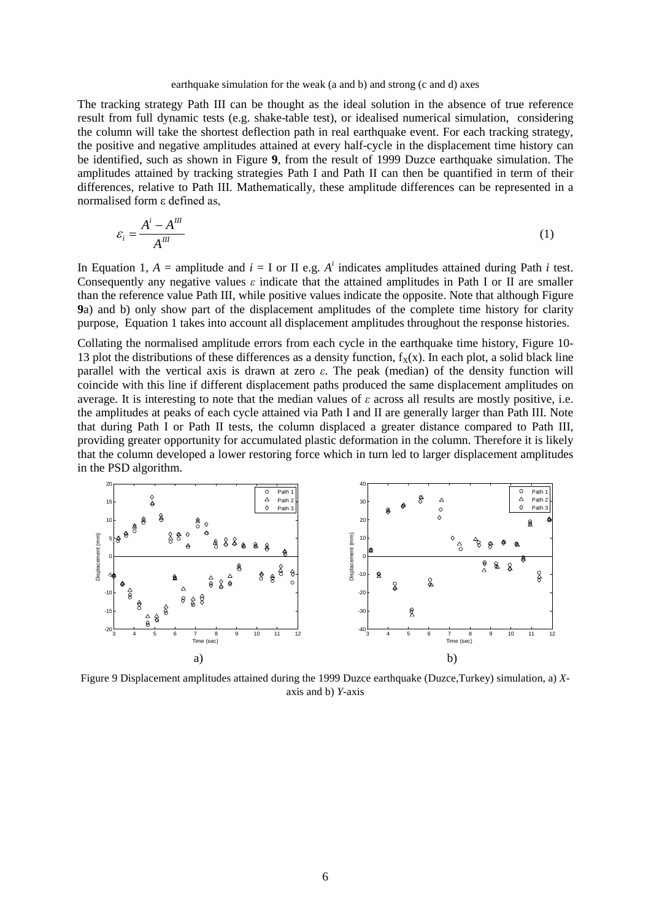earthquake simulation for the weak (a and b) and strong (c and d) axes

The tracking strategy Path III can be thought as the ideal solution in the absence of true reference result from full dynamic tests (e.g. shake-table test), or idealised numerical simulation, considering the column will take the shortest deflection path in real earthquake event. For each tracking strategy, the positive and negative amplitudes attained at every half-cycle in the displacement time history can be identified, such as shown in Figure **9**, from the result of 1999 Duzce earthquake simulation. The amplitudes attained by tracking strategies Path I and Path II can then be quantified in term of their differences, relative to Path III. Mathematically, these amplitude differences can be represented in a normalised form ε defined as,

$$\varepsilon_i = \frac{A^i - A^{III}}{A^{III}} \tag{1}$$

In Equation 1, $A$ = amplitude and $i$ = I or II e.g. $A^i$ indicates amplitudes attained during Path $i$ test. Consequently any negative values $\varepsilon$ indicate that the attained amplitudes in Path I or II are smaller than the reference value Path III, while positive values indicate the opposite. Note that although Figure **9**a) and b) only show part of the displacement amplitudes of the complete time history for clarity purpose, Equation 1 takes into account all displacement amplitudes throughout the response histories.

Collating the normalised amplitude errors from each cycle in the earthquake time history, Figure 10-13 plot the distributions of these differences as a density function, $f_X(x)$. In each plot, a solid black line parallel with the vertical axis is drawn at zero $\varepsilon$. The peak (median) of the density function will coincide with this line if different displacement paths produced the same displacement amplitudes on average. It is interesting to note that the median values of $\varepsilon$ across all results are mostly positive, i.e. the amplitudes at peaks of each cycle attained via Path I and II are generally larger than Path III. Note that during Path I or Path II tests, the column displaced a greater distance compared to Path III, providing greater opportunity for accumulated plastic deformation in the column. Therefore it is likely that the column developed a lower restoring force which in turn led to larger displacement amplitudes in the PSD algorithm.

Figure 9 Displacement amplitudes attained during the 1999 Duzce earthquake (Duzce,Turkey) simulation, a) *X*-axis and b) *Y*-axis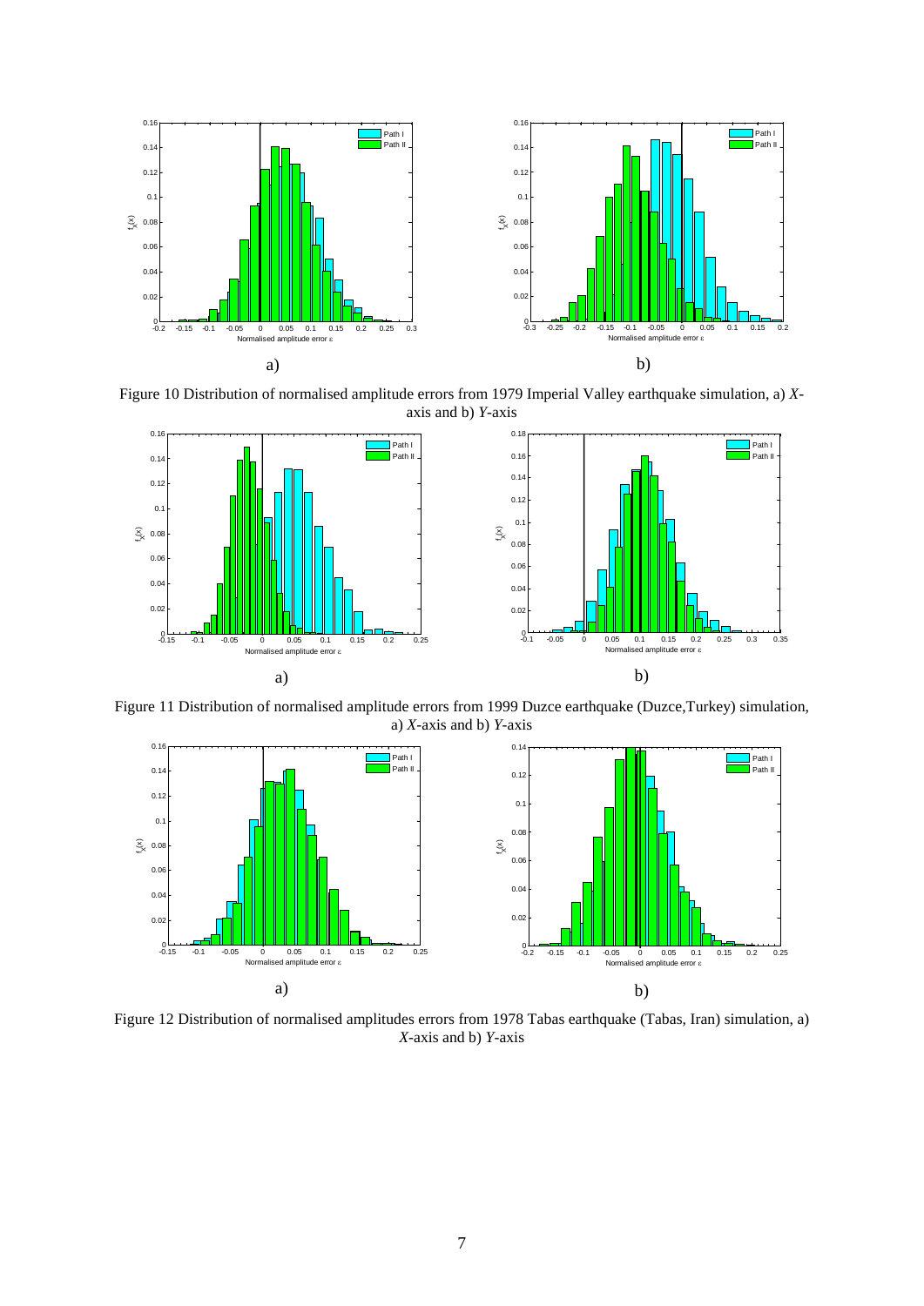a)

b)

Figure 10 Distribution of normalised amplitude errors from 1979 Imperial Valley earthquake simulation, a) *X*-axis and b) *Y*-axis

a)

b)

Figure 11 Distribution of normalised amplitude errors from 1999 Duzce earthquake (Duzce,Turkey) simulation, a) *X*-axis and b) *Y*-axis

a)

b)

Figure 12 Distribution of normalised amplitudes errors from 1978 Tabas earthquake (Tabas, Iran) simulation, a) *X*-axis and b) *Y*-axis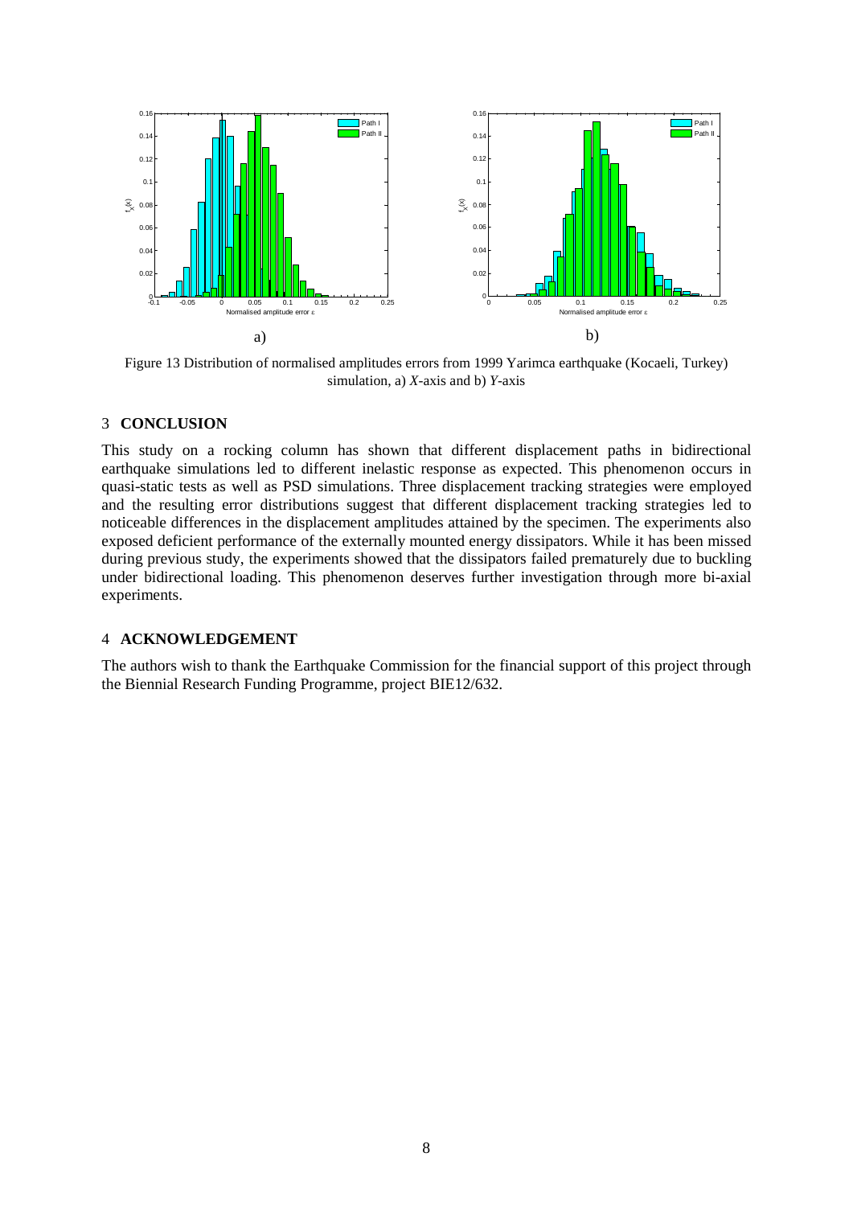Figure 13 Distribution of normalised amplitudes errors from 1999 Yarimca earthquake (Kocaeli, Turkey) simulation, a) *X*-axis and b) *Y*-axis

## 3 CONCLUSION

This study on a rocking column has shown that different displacement paths in bidirectional earthquake simulations led to different inelastic response as expected. This phenomenon occurs in quasi-static tests as well as PSD simulations. Three displacement tracking strategies were employed and the resulting error distributions suggest that different displacement tracking strategies led to noticeable differences in the displacement amplitudes attained by the specimen. The experiments also exposed deficient performance of the externally mounted energy dissipators. While it has been missed during previous study, the experiments showed that the dissipators failed prematurely due to buckling under bidirectional loading. This phenomenon deserves further investigation through more bi-axial experiments.

## 4 ACKNOWLEDGEMENT

The authors wish to thank the Earthquake Commission for the financial support of this project through the Biennial Research Funding Programme, project BIE12/632.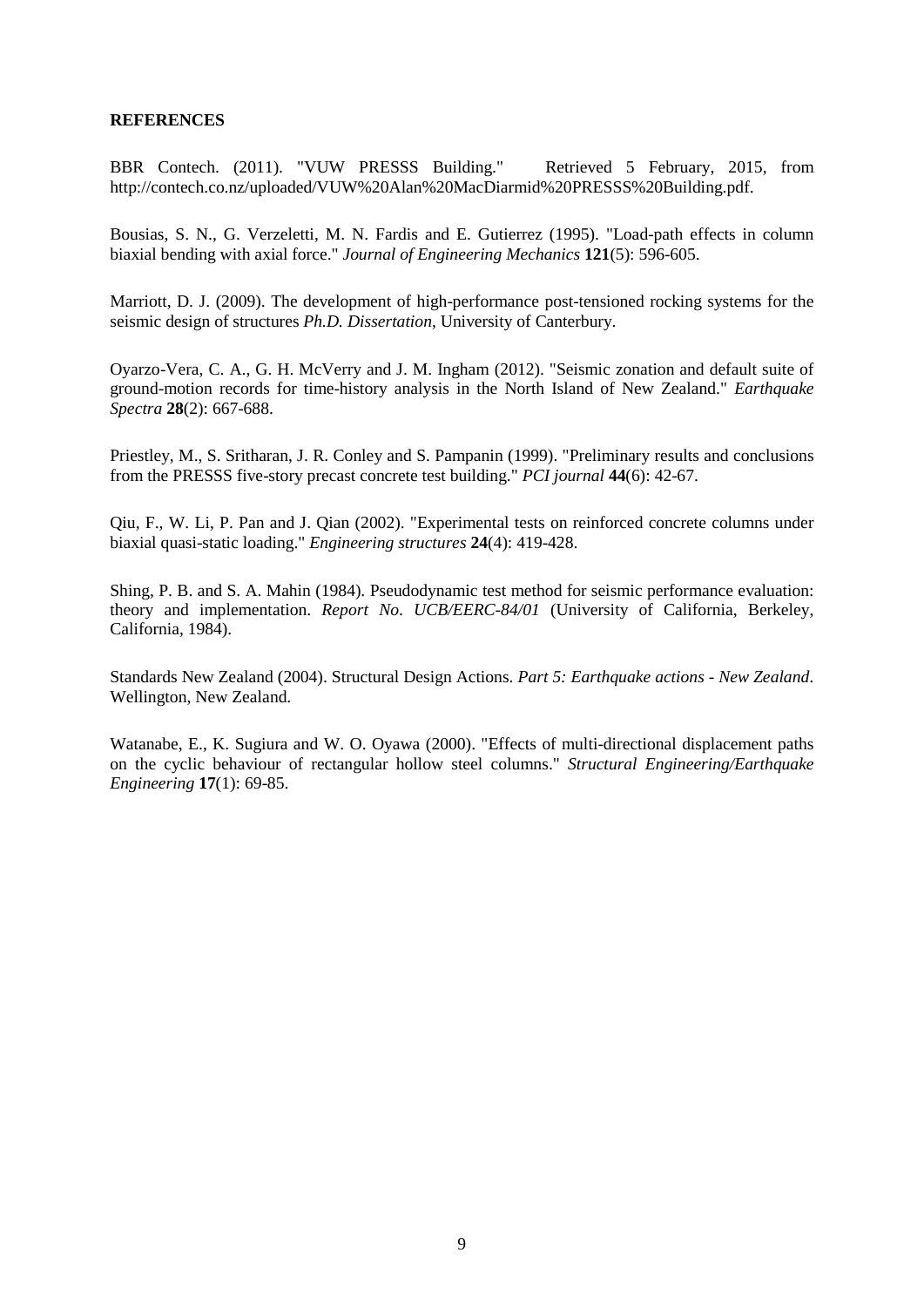**REFERENCES**

BBR Contech. (2011). "VUW PRESSS Building." Retrieved 5 February, 2015, from http://contech.co.nz/uploaded/VUW%20Alan%20MacDiarmid%20PRESSS%20Building.pdf.

Bousias, S. N., G. Verzeletti, M. N. Fardis and E. Gutierrez (1995). "Load-path effects in column biaxial bending with axial force." *Journal of Engineering Mechanics* **121**(5): 596-605.

Marriott, D. J. (2009). The development of high-performance post-tensioned rocking systems for the seismic design of structures *Ph.D. Dissertation*, University of Canterbury.

Oyarzo-Vera, C. A., G. H. McVerry and J. M. Ingham (2012). "Seismic zonation and default suite of ground-motion records for time-history analysis in the North Island of New Zealand." *Earthquake Spectra* **28**(2): 667-688.

Priestley, M., S. Sritharan, J. R. Conley and S. Pampanin (1999). "Preliminary results and conclusions from the PRESSS five-story precast concrete test building." *PCI journal* **44**(6): 42-67.

Qiu, F., W. Li, P. Pan and J. Qian (2002). "Experimental tests on reinforced concrete columns under biaxial quasi-static loading." *Engineering structures* **24**(4): 419-428.

Shing, P. B. and S. A. Mahin (1984). Pseudodynamic test method for seismic performance evaluation: theory and implementation. *Report No. UCB/EERC-84/01* (University of California, Berkeley, California, 1984).

Standards New Zealand (2004). Structural Design Actions. *Part 5: Earthquake actions - New Zealand*. Wellington, New Zealand.

Watanabe, E., K. Sugiura and W. O. Oyawa (2000). "Effects of multi-directional displacement paths on the cyclic behaviour of rectangular hollow steel columns." *Structural Engineering/Earthquake Engineering* **17**(1): 69-85.